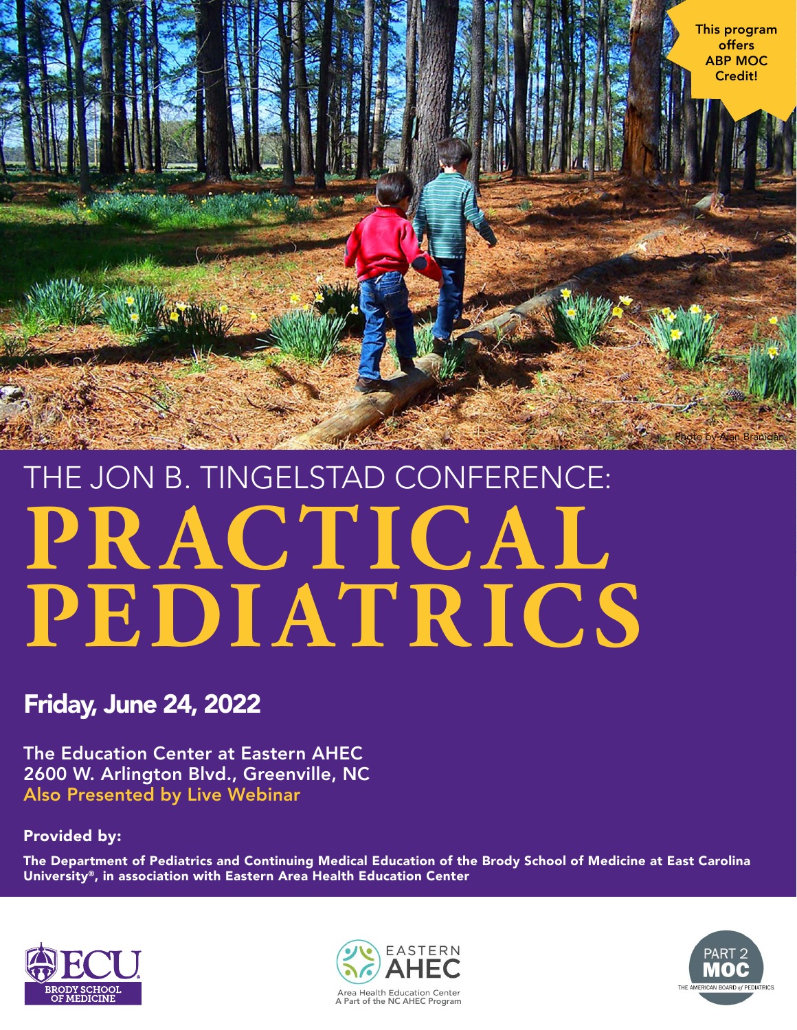This program offers ABP MOC Credit!

Photo by Alan Branigan

# THE JON B. TINGELSTAD CONFERENCE: PRACTICAL PEDIATRICS

## Friday, June 24, 2022

The Education Center at Eastern AHEC
2600 W. Arlington Blvd., Greenville, NC
Also Presented by Live Webinar

**Provided by:**

**The Department of Pediatrics and Continuing Medical Education of the Brody School of Medicine at East Carolina University®, in association with Eastern Area Health Education Center**

ECU BRODY SCHOOL OF MEDICINE

EASTERN AHEC
Area Health Education Center
A Part of the NC AHEC Program

PART 2 MOC
THE AMERICAN BOARD of PEDIATRICS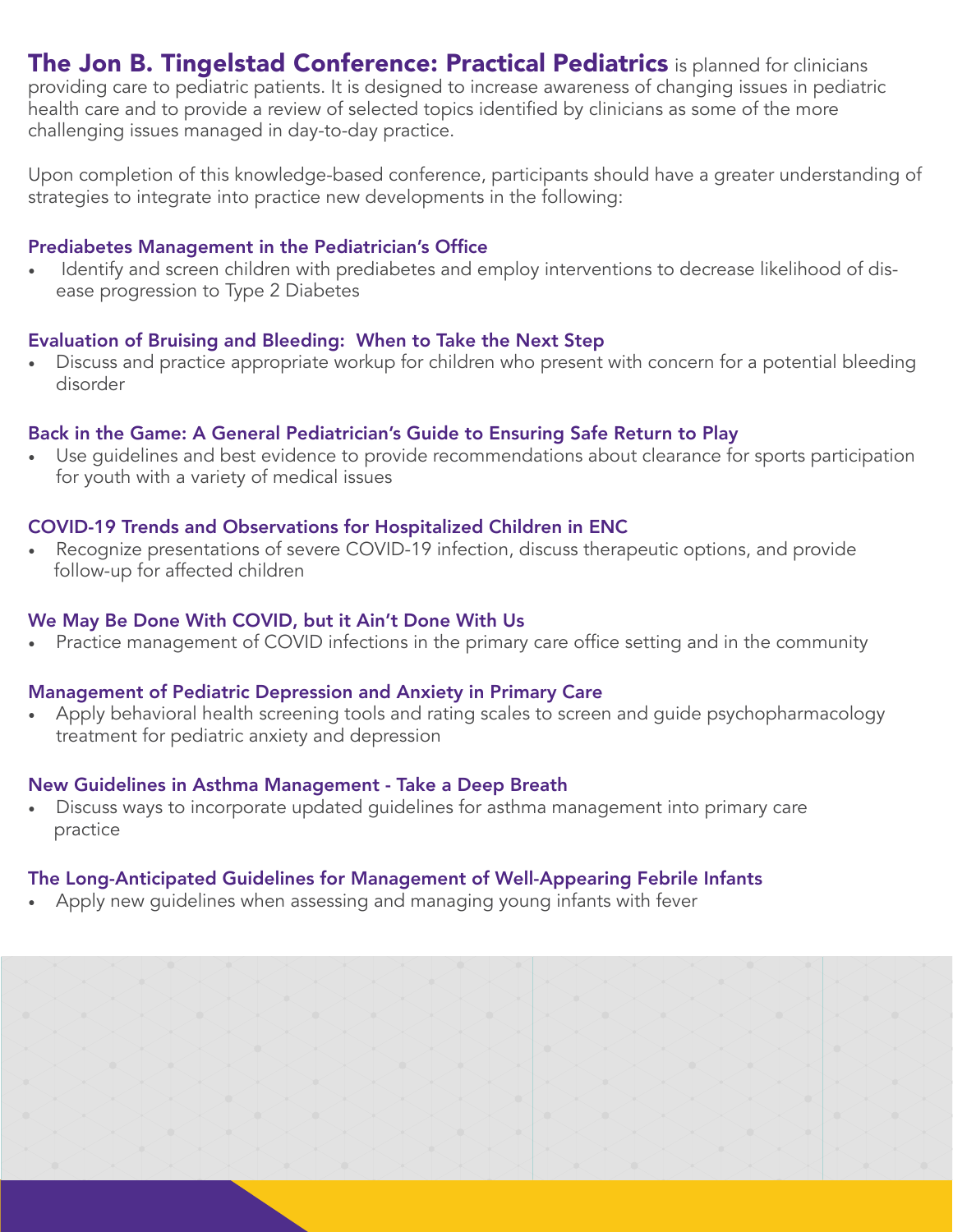**The Jon B. Tingelstad Conference: Practical Pediatrics** is planned for clinicians providing care to pediatric patients. It is designed to increase awareness of changing issues in pediatric health care and to provide a review of selected topics identified by clinicians as some of the more challenging issues managed in day-to-day practice.

Upon completion of this knowledge-based conference, participants should have a greater understanding of strategies to integrate into practice new developments in the following:

### Prediabetes Management in the Pediatrician's Office

- Identify and screen children with prediabetes and employ interventions to decrease likelihood of disease progression to Type 2 Diabetes

### Evaluation of Bruising and Bleeding: When to Take the Next Step

- Discuss and practice appropriate workup for children who present with concern for a potential bleeding disorder

### Back in the Game: A General Pediatrician's Guide to Ensuring Safe Return to Play

- Use guidelines and best evidence to provide recommendations about clearance for sports participation for youth with a variety of medical issues

### COVID-19 Trends and Observations for Hospitalized Children in ENC

- Recognize presentations of severe COVID-19 infection, discuss therapeutic options, and provide follow-up for affected children

### We May Be Done With COVID, but it Ain't Done With Us

- Practice management of COVID infections in the primary care office setting and in the community

### Management of Pediatric Depression and Anxiety in Primary Care

- Apply behavioral health screening tools and rating scales to screen and guide psychopharmacology treatment for pediatric anxiety and depression

### New Guidelines in Asthma Management - Take a Deep Breath

- Discuss ways to incorporate updated guidelines for asthma management into primary care practice

### The Long-Anticipated Guidelines for Management of Well-Appearing Febrile Infants

- Apply new guidelines when assessing and managing young infants with fever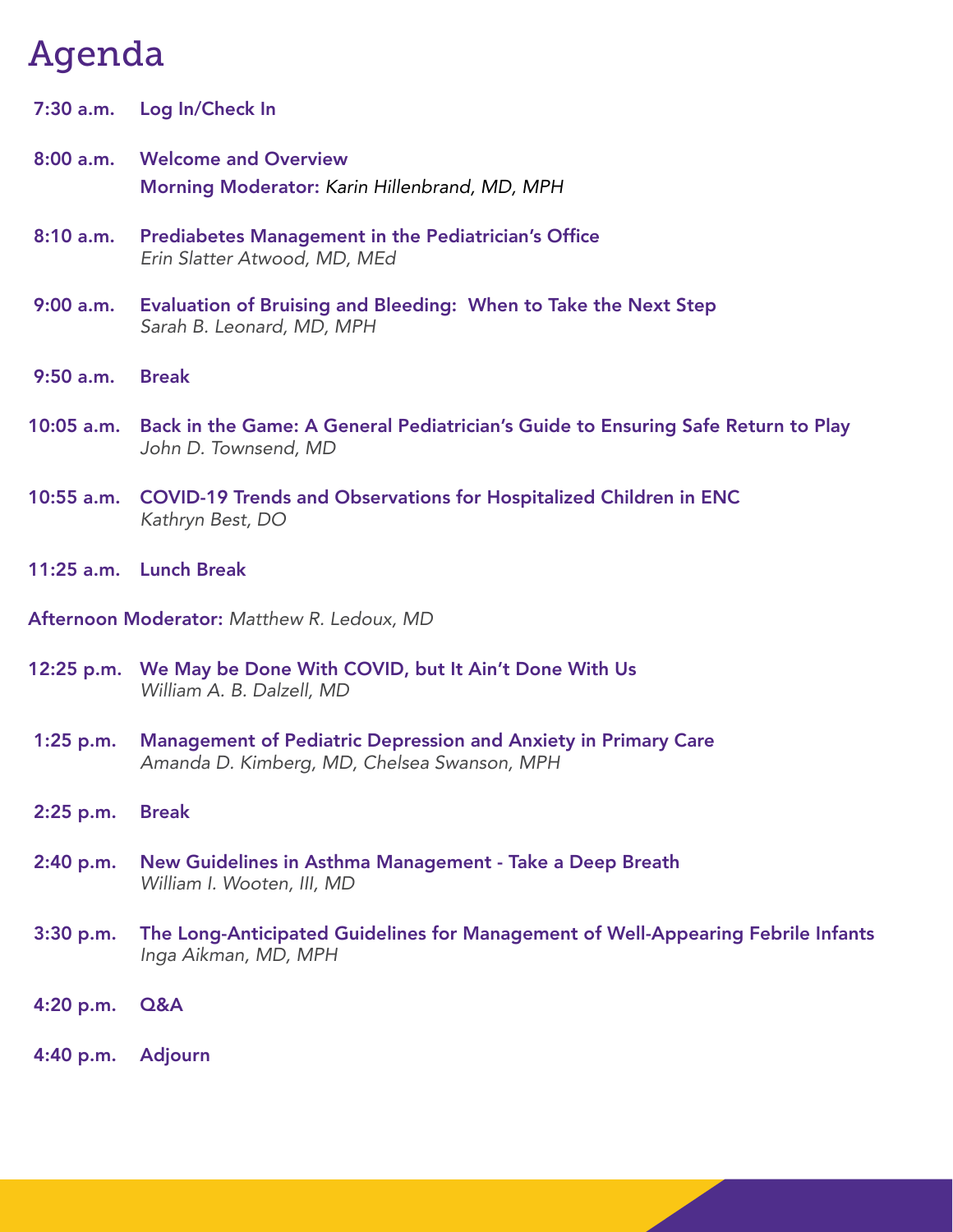# Agenda

**7:30 a.m.** **Log In/Check In**

**8:00 a.m.** **Welcome and Overview**
**Morning Moderator:** *Karin Hillenbrand, MD, MPH*

**8:10 a.m.** **Prediabetes Management in the Pediatrician's Office**
*Erin Slatter Atwood, MD, MEd*

**9:00 a.m.** **Evaluation of Bruising and Bleeding: When to Take the Next Step**
*Sarah B. Leonard, MD, MPH*

**9:50 a.m.** **Break**

**10:05 a.m.** **Back in the Game: A General Pediatrician's Guide to Ensuring Safe Return to Play**
*John D. Townsend, MD*

**10:55 a.m.** **COVID-19 Trends and Observations for Hospitalized Children in ENC**
*Kathryn Best, DO*

**11:25 a.m.** **Lunch Break**

**Afternoon Moderator:** *Matthew R. Ledoux, MD*

**12:25 p.m.** **We May be Done With COVID, but It Ain't Done With Us**
*William A. B. Dalzell, MD*

**1:25 p.m.** **Management of Pediatric Depression and Anxiety in Primary Care**
*Amanda D. Kimberg, MD, Chelsea Swanson, MPH*

**2:25 p.m.** **Break**

**2:40 p.m.** **New Guidelines in Asthma Management - Take a Deep Breath**
*William I. Wooten, III, MD*

**3:30 p.m.** **The Long-Anticipated Guidelines for Management of Well-Appearing Febrile Infants**
*Inga Aikman, MD, MPH*

**4:20 p.m.** **Q&A**

**4:40 p.m.** **Adjourn**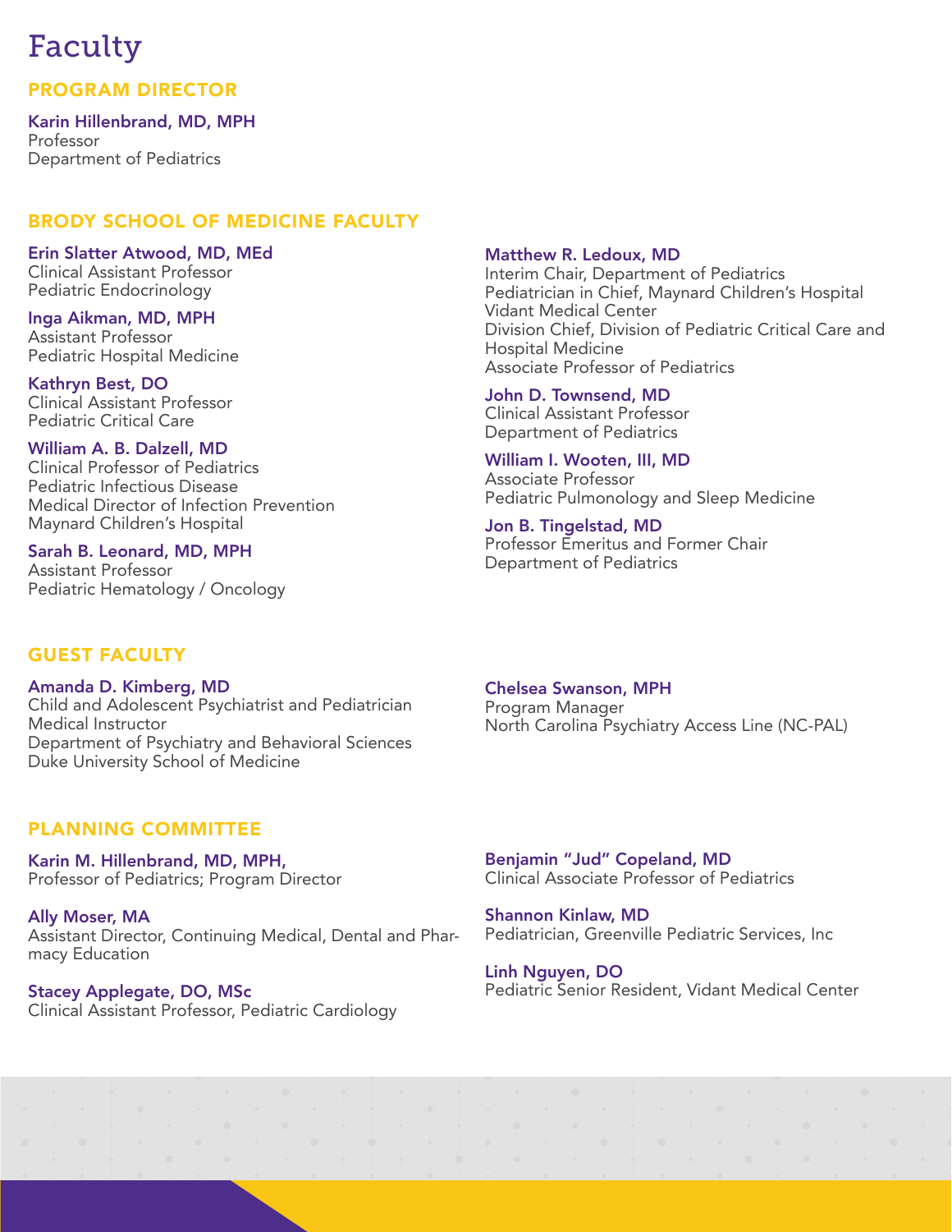# Faculty

## PROGRAM DIRECTOR

**Karin Hillenbrand, MD, MPH**
Professor
Department of Pediatrics

## BRODY SCHOOL OF MEDICINE FACULTY

**Erin Slatter Atwood, MD, MEd**
Clinical Assistant Professor
Pediatric Endocrinology

**Inga Aikman, MD, MPH**
Assistant Professor
Pediatric Hospital Medicine

**Kathryn Best, DO**
Clinical Assistant Professor
Pediatric Critical Care

**William A. B. Dalzell, MD**
Clinical Professor of Pediatrics
Pediatric Infectious Disease
Medical Director of Infection Prevention
Maynard Children's Hospital

**Sarah B. Leonard, MD, MPH**
Assistant Professor
Pediatric Hematology / Oncology

**Matthew R. Ledoux, MD**
Interim Chair, Department of Pediatrics
Pediatrician in Chief, Maynard Children's Hospital
Vidant Medical Center
Division Chief, Division of Pediatric Critical Care and Hospital Medicine
Associate Professor of Pediatrics

**John D. Townsend, MD**
Clinical Assistant Professor
Department of Pediatrics

**William I. Wooten, III, MD**
Associate Professor
Pediatric Pulmonology and Sleep Medicine

**Jon B. Tingelstad, MD**
Professor Emeritus and Former Chair
Department of Pediatrics

## GUEST FACULTY

**Amanda D. Kimberg, MD**
Child and Adolescent Psychiatrist and Pediatrician
Medical Instructor
Department of Psychiatry and Behavioral Sciences
Duke University School of Medicine

**Chelsea Swanson, MPH**
Program Manager
North Carolina Psychiatry Access Line (NC-PAL)

## PLANNING COMMITTEE

**Karin M. Hillenbrand, MD, MPH,**
Professor of Pediatrics; Program Director

**Ally Moser, MA**
Assistant Director, Continuing Medical, Dental and Pharmacy Education

**Stacey Applegate, DO, MSc**
Clinical Assistant Professor, Pediatric Cardiology

**Benjamin "Jud" Copeland, MD**
Clinical Associate Professor of Pediatrics

**Shannon Kinlaw, MD**
Pediatrician, Greenville Pediatric Services, Inc

**Linh Nguyen, DO**
Pediatric Senior Resident, Vidant Medical Center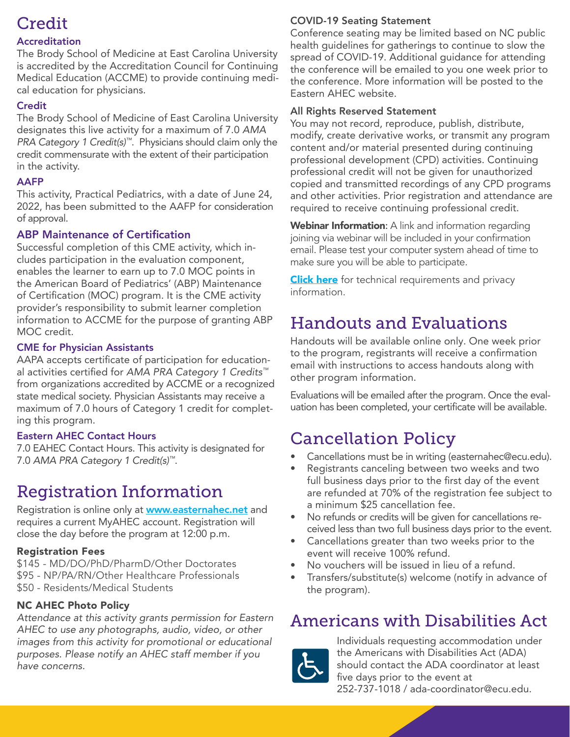# Credit

### Accreditation

The Brody School of Medicine at East Carolina University is accredited by the Accreditation Council for Continuing Medical Education (ACCME) to provide continuing medical education for physicians.

### Credit

The Brody School of Medicine of East Carolina University designates this live activity for a maximum of 7.0 *AMA PRA Category 1 Credit(s)™*. Physicians should claim only the credit commensurate with the extent of their participation in the activity.

### AAFP

This activity, Practical Pediatrics, with a date of June 24, 2022, has been submitted to the AAFP for consideration of approval.

### ABP Maintenance of Certification

Successful completion of this CME activity, which includes participation in the evaluation component, enables the learner to earn up to 7.0 MOC points in the American Board of Pediatrics' (ABP) Maintenance of Certification (MOC) program. It is the CME activity provider's responsibility to submit learner completion information to ACCME for the purpose of granting ABP MOC credit.

### CME for Physician Assistants

AAPA accepts certificate of participation for educational activities certified for *AMA PRA Category 1 Credits™* from organizations accredited by ACCME or a recognized state medical society. Physician Assistants may receive a maximum of 7.0 hours of Category 1 credit for completing this program.

### Eastern AHEC Contact Hours

7.0 EAHEC Contact Hours. This activity is designated for 7.0 *AMA PRA Category 1 Credit(s)™*.

# Registration Information

Registration is online only at **www.easternahec.net** and requires a current MyAHEC account. Registration will close the day before the program at 12:00 p.m.

### Registration Fees

$145 - MD/DO/PhD/PharmD/Other Doctorates
$95 - NP/PA/RN/Other Healthcare Professionals
$50 - Residents/Medical Students

### NC AHEC Photo Policy

*Attendance at this activity grants permission for Eastern AHEC to use any photographs, audio, video, or other images from this activity for promotional or educational purposes. Please notify an AHEC staff member if you have concerns.*

### COVID-19 Seating Statement

Conference seating may be limited based on NC public health guidelines for gatherings to continue to slow the spread of COVID-19. Additional guidance for attending the conference will be emailed to you one week prior to the conference. More information will be posted to the Eastern AHEC website.

### All Rights Reserved Statement

You may not record, reproduce, publish, distribute, modify, create derivative works, or transmit any program content and/or material presented during continuing professional development (CPD) activities. Continuing professional credit will not be given for unauthorized copied and transmitted recordings of any CPD programs and other activities. Prior registration and attendance are required to receive continuing professional credit.

**Webinar Information**: A link and information regarding joining via webinar will be included in your confirmation email. Please test your computer system ahead of time to make sure you will be able to participate.

**Click here** for technical requirements and privacy information.

# Handouts and Evaluations

Handouts will be available online only. One week prior to the program, registrants will receive a confirmation email with instructions to access handouts along with other program information.

Evaluations will be emailed after the program. Once the evaluation has been completed, your certificate will be available.

# Cancellation Policy

- Cancellations must be in writing (easternahec@ecu.edu).
- Registrants canceling between two weeks and two full business days prior to the first day of the event are refunded at 70% of the registration fee subject to a minimum $25 cancellation fee.
- No refunds or credits will be given for cancellations received less than two full business days prior to the event.
- Cancellations greater than two weeks prior to the event will receive 100% refund.
- No vouchers will be issued in lieu of a refund.
- Transfers/substitute(s) welcome (notify in advance of the program).

# Americans with Disabilities Act

Individuals requesting accommodation under the Americans with Disabilities Act (ADA) should contact the ADA coordinator at least five days prior to the event at 252-737-1018 / ada-coordinator@ecu.edu.